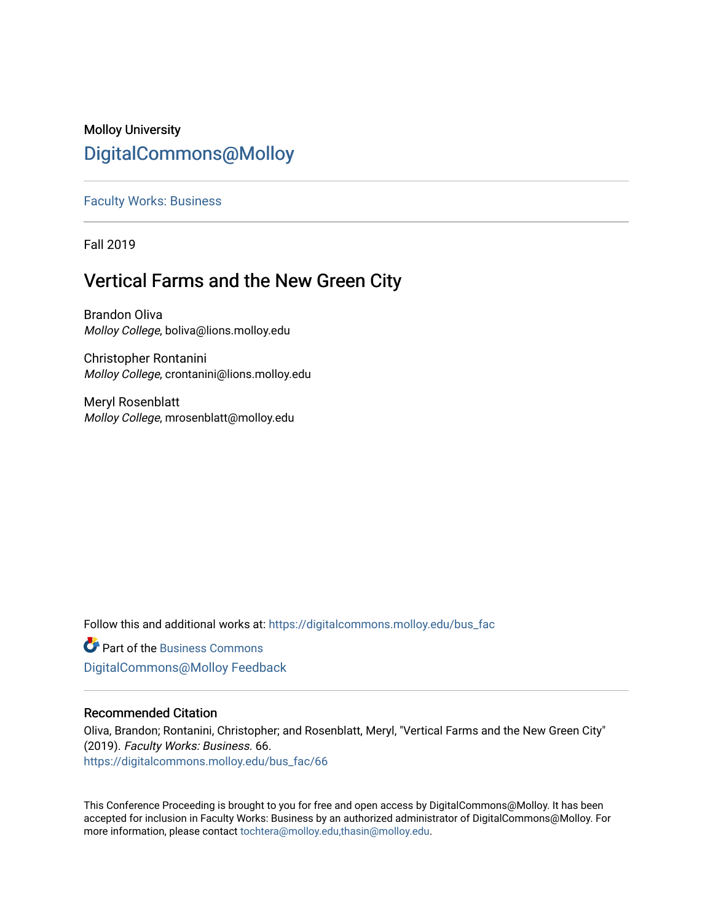Molloy University

## DigitalCommons@Molloy

Faculty Works: Business

Fall 2019

# Vertical Farms and the New Green City

Brandon Oliva
*Molloy College*, boliva@lions.molloy.edu

Christopher Rontanini
*Molloy College*, crontanini@lions.molloy.edu

Meryl Rosenblatt
*Molloy College*, mrosenblatt@molloy.edu

Follow this and additional works at: https://digitalcommons.molloy.edu/bus_fac

Part of the Business Commons

DigitalCommons@Molloy Feedback

### Recommended Citation

Oliva, Brandon; Rontanini, Christopher; and Rosenblatt, Meryl, "Vertical Farms and the New Green City" (2019). *Faculty Works: Business.* 66.
https://digitalcommons.molloy.edu/bus_fac/66

This Conference Proceeding is brought to you for free and open access by DigitalCommons@Molloy. It has been accepted for inclusion in Faculty Works: Business by an authorized administrator of DigitalCommons@Molloy. For more information, please contact tochtera@molloy.edu,thasin@molloy.edu.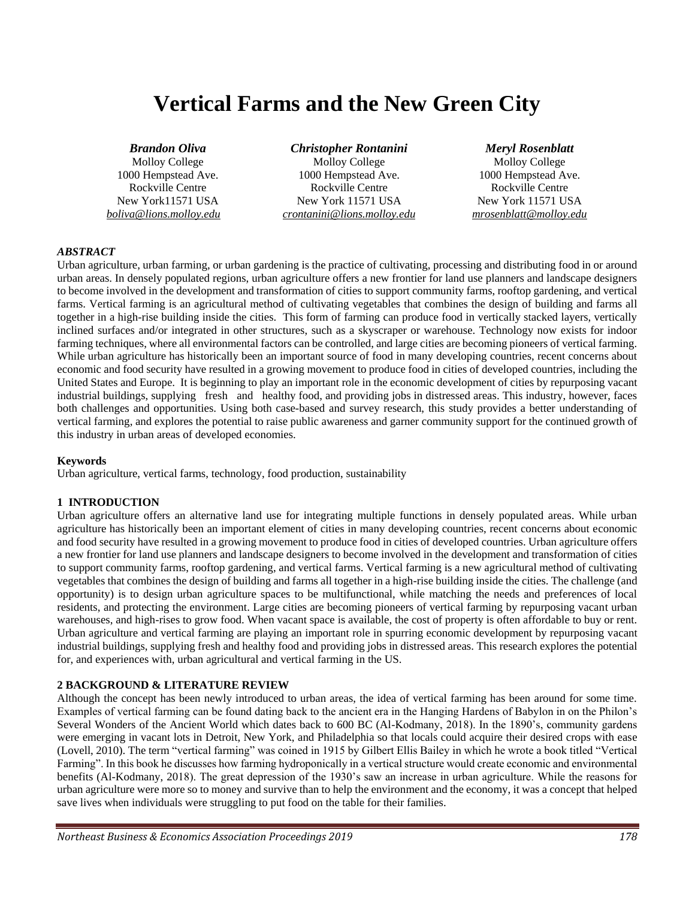# Vertical Farms and the New Green City

***Brandon Oliva***
Molloy College
1000 Hempstead Ave.
Rockville Centre
New York11571 USA
*boliva@lions.molloy.edu*

***Christopher Rontanini***
Molloy College
1000 Hempstead Ave.
Rockville Centre
New York 11571 USA
*crontanini@lions.molloy.edu*

***Meryl Rosenblatt***
Molloy College
1000 Hempstead Ave.
Rockville Centre
New York 11571 USA
*mrosenblatt@molloy.edu*

### *ABSTRACT*

Urban agriculture, urban farming, or urban gardening is the practice of cultivating, processing and distributing food in or around urban areas. In densely populated regions, urban agriculture offers a new frontier for land use planners and landscape designers to become involved in the development and transformation of cities to support community farms, rooftop gardening, and vertical farms. Vertical farming is an agricultural method of cultivating vegetables that combines the design of building and farms all together in a high-rise building inside the cities. This form of farming can produce food in vertically stacked layers, vertically inclined surfaces and/or integrated in other structures, such as a skyscraper or warehouse. Technology now exists for indoor farming techniques, where all environmental factors can be controlled, and large cities are becoming pioneers of vertical farming. While urban agriculture has historically been an important source of food in many developing countries, recent concerns about economic and food security have resulted in a growing movement to produce food in cities of developed countries, including the United States and Europe. It is beginning to play an important role in the economic development of cities by repurposing vacant industrial buildings, supplying fresh and healthy food, and providing jobs in distressed areas. This industry, however, faces both challenges and opportunities. Using both case-based and survey research, this study provides a better understanding of vertical farming, and explores the potential to raise public awareness and garner community support for the continued growth of this industry in urban areas of developed economies.

**Keywords**

Urban agriculture, vertical farms, technology, food production, sustainability

### 1 INTRODUCTION

Urban agriculture offers an alternative land use for integrating multiple functions in densely populated areas. While urban agriculture has historically been an important element of cities in many developing countries, recent concerns about economic and food security have resulted in a growing movement to produce food in cities of developed countries. Urban agriculture offers a new frontier for land use planners and landscape designers to become involved in the development and transformation of cities to support community farms, rooftop gardening, and vertical farms. Vertical farming is a new agricultural method of cultivating vegetables that combines the design of building and farms all together in a high-rise building inside the cities. The challenge (and opportunity) is to design urban agriculture spaces to be multifunctional, while matching the needs and preferences of local residents, and protecting the environment. Large cities are becoming pioneers of vertical farming by repurposing vacant urban warehouses, and high-rises to grow food. When vacant space is available, the cost of property is often affordable to buy or rent. Urban agriculture and vertical farming are playing an important role in spurring economic development by repurposing vacant industrial buildings, supplying fresh and healthy food and providing jobs in distressed areas. This research explores the potential for, and experiences with, urban agricultural and vertical farming in the US.

### 2 BACKGROUND & LITERATURE REVIEW

Although the concept has been newly introduced to urban areas, the idea of vertical farming has been around for some time. Examples of vertical farming can be found dating back to the ancient era in the Hanging Hardens of Babylon in on the Philon's Several Wonders of the Ancient World which dates back to 600 BC (Al-Kodmany, 2018). In the 1890's, community gardens were emerging in vacant lots in Detroit, New York, and Philadelphia so that locals could acquire their desired crops with ease (Lovell, 2010). The term "vertical farming" was coined in 1915 by Gilbert Ellis Bailey in which he wrote a book titled "Vertical Farming". In this book he discusses how farming hydroponically in a vertical structure would create economic and environmental benefits (Al-Kodmany, 2018). The great depression of the 1930's saw an increase in urban agriculture. While the reasons for urban agriculture were more so to money and survive than to help the environment and the economy, it was a concept that helped save lives when individuals were struggling to put food on the table for their families.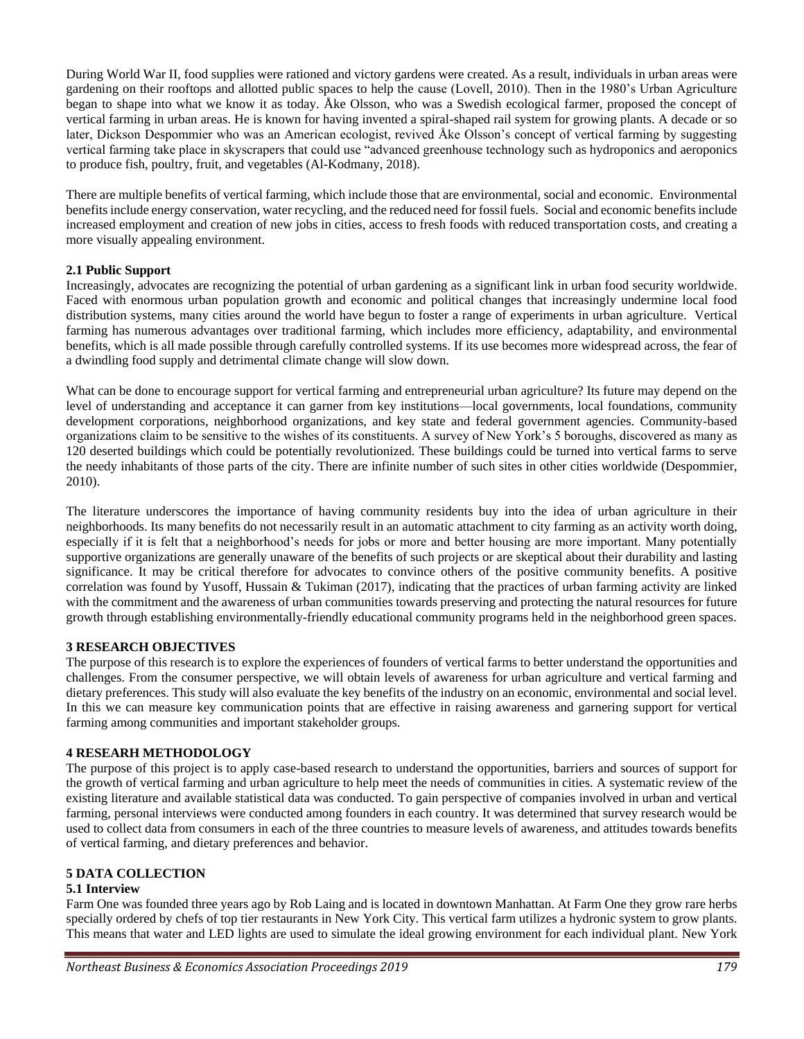During World War II, food supplies were rationed and victory gardens were created. As a result, individuals in urban areas were gardening on their rooftops and allotted public spaces to help the cause (Lovell, 2010). Then in the 1980's Urban Agriculture began to shape into what we know it as today. Åke Olsson, who was a Swedish ecological farmer, proposed the concept of vertical farming in urban areas. He is known for having invented a spiral-shaped rail system for growing plants. A decade or so later, Dickson Despommier who was an American ecologist, revived Åke Olsson's concept of vertical farming by suggesting vertical farming take place in skyscrapers that could use "advanced greenhouse technology such as hydroponics and aeroponics to produce fish, poultry, fruit, and vegetables (Al-Kodmany, 2018).

There are multiple benefits of vertical farming, which include those that are environmental, social and economic. Environmental benefits include energy conservation, water recycling, and the reduced need for fossil fuels. Social and economic benefits include increased employment and creation of new jobs in cities, access to fresh foods with reduced transportation costs, and creating a more visually appealing environment.

### 2.1 Public Support

Increasingly, advocates are recognizing the potential of urban gardening as a significant link in urban food security worldwide. Faced with enormous urban population growth and economic and political changes that increasingly undermine local food distribution systems, many cities around the world have begun to foster a range of experiments in urban agriculture. Vertical farming has numerous advantages over traditional farming, which includes more efficiency, adaptability, and environmental benefits, which is all made possible through carefully controlled systems. If its use becomes more widespread across, the fear of a dwindling food supply and detrimental climate change will slow down.

What can be done to encourage support for vertical farming and entrepreneurial urban agriculture? Its future may depend on the level of understanding and acceptance it can garner from key institutions—local governments, local foundations, community development corporations, neighborhood organizations, and key state and federal government agencies. Community-based organizations claim to be sensitive to the wishes of its constituents. A survey of New York's 5 boroughs, discovered as many as 120 deserted buildings which could be potentially revolutionized. These buildings could be turned into vertical farms to serve the needy inhabitants of those parts of the city. There are infinite number of such sites in other cities worldwide (Despommier, 2010).

The literature underscores the importance of having community residents buy into the idea of urban agriculture in their neighborhoods. Its many benefits do not necessarily result in an automatic attachment to city farming as an activity worth doing, especially if it is felt that a neighborhood's needs for jobs or more and better housing are more important. Many potentially supportive organizations are generally unaware of the benefits of such projects or are skeptical about their durability and lasting significance. It may be critical therefore for advocates to convince others of the positive community benefits. A positive correlation was found by Yusoff, Hussain & Tukiman (2017), indicating that the practices of urban farming activity are linked with the commitment and the awareness of urban communities towards preserving and protecting the natural resources for future growth through establishing environmentally-friendly educational community programs held in the neighborhood green spaces.

## 3 RESEARCH OBJECTIVES

The purpose of this research is to explore the experiences of founders of vertical farms to better understand the opportunities and challenges. From the consumer perspective, we will obtain levels of awareness for urban agriculture and vertical farming and dietary preferences. This study will also evaluate the key benefits of the industry on an economic, environmental and social level. In this we can measure key communication points that are effective in raising awareness and garnering support for vertical farming among communities and important stakeholder groups.

## 4 RESEARH METHODOLOGY

The purpose of this project is to apply case-based research to understand the opportunities, barriers and sources of support for the growth of vertical farming and urban agriculture to help meet the needs of communities in cities. A systematic review of the existing literature and available statistical data was conducted. To gain perspective of companies involved in urban and vertical farming, personal interviews were conducted among founders in each country. It was determined that survey research would be used to collect data from consumers in each of the three countries to measure levels of awareness, and attitudes towards benefits of vertical farming, and dietary preferences and behavior.

## 5 DATA COLLECTION

### 5.1 Interview

Farm One was founded three years ago by Rob Laing and is located in downtown Manhattan. At Farm One they grow rare herbs specially ordered by chefs of top tier restaurants in New York City. This vertical farm utilizes a hydronic system to grow plants. This means that water and LED lights are used to simulate the ideal growing environment for each individual plant. New York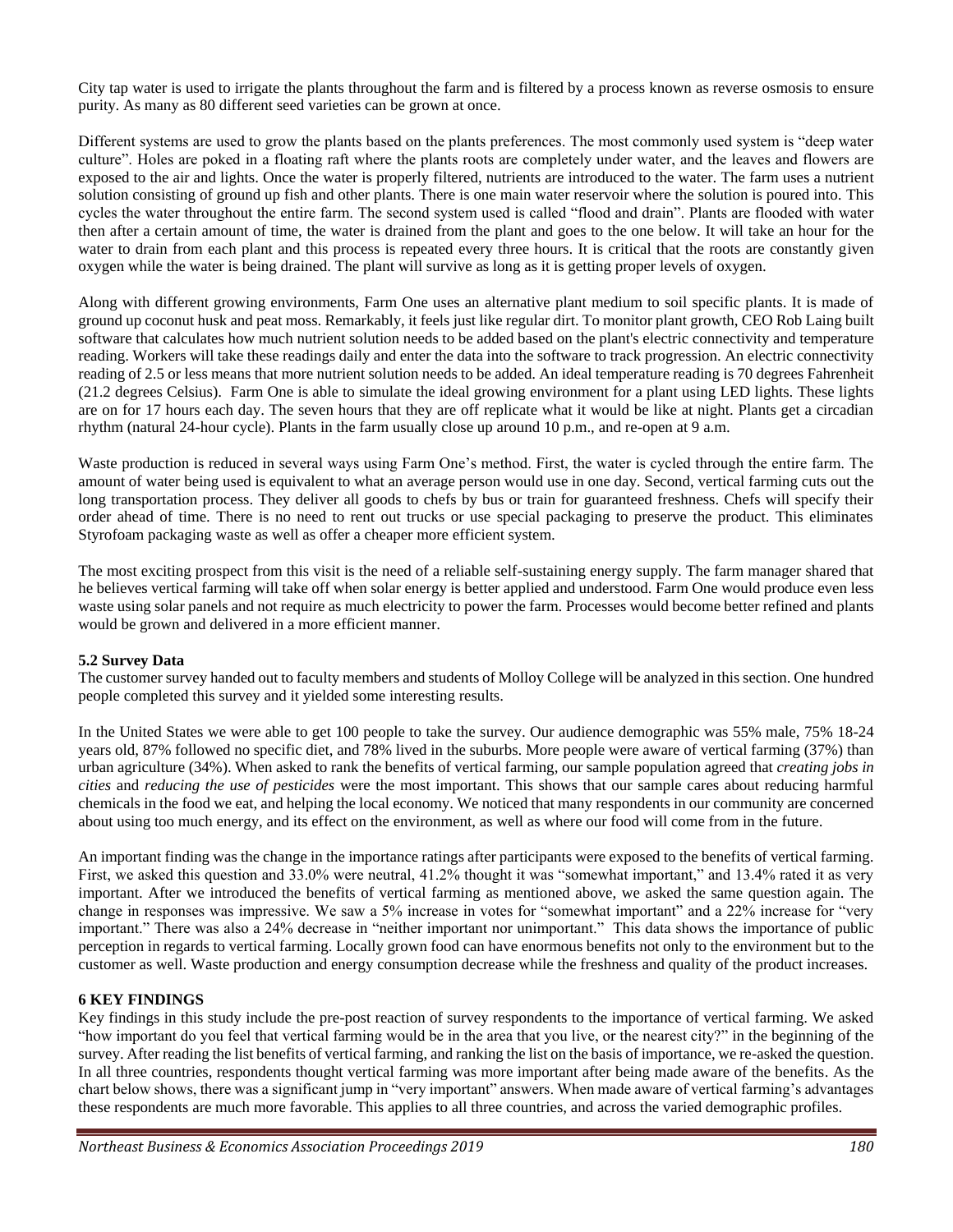City tap water is used to irrigate the plants throughout the farm and is filtered by a process known as reverse osmosis to ensure purity. As many as 80 different seed varieties can be grown at once.

Different systems are used to grow the plants based on the plants preferences. The most commonly used system is "deep water culture". Holes are poked in a floating raft where the plants roots are completely under water, and the leaves and flowers are exposed to the air and lights. Once the water is properly filtered, nutrients are introduced to the water. The farm uses a nutrient solution consisting of ground up fish and other plants. There is one main water reservoir where the solution is poured into. This cycles the water throughout the entire farm. The second system used is called "flood and drain". Plants are flooded with water then after a certain amount of time, the water is drained from the plant and goes to the one below. It will take an hour for the water to drain from each plant and this process is repeated every three hours. It is critical that the roots are constantly given oxygen while the water is being drained. The plant will survive as long as it is getting proper levels of oxygen.

Along with different growing environments, Farm One uses an alternative plant medium to soil specific plants. It is made of ground up coconut husk and peat moss. Remarkably, it feels just like regular dirt. To monitor plant growth, CEO Rob Laing built software that calculates how much nutrient solution needs to be added based on the plant's electric connectivity and temperature reading. Workers will take these readings daily and enter the data into the software to track progression. An electric connectivity reading of 2.5 or less means that more nutrient solution needs to be added. An ideal temperature reading is 70 degrees Fahrenheit (21.2 degrees Celsius). Farm One is able to simulate the ideal growing environment for a plant using LED lights. These lights are on for 17 hours each day. The seven hours that they are off replicate what it would be like at night. Plants get a circadian rhythm (natural 24-hour cycle). Plants in the farm usually close up around 10 p.m., and re-open at 9 a.m.

Waste production is reduced in several ways using Farm One's method. First, the water is cycled through the entire farm. The amount of water being used is equivalent to what an average person would use in one day. Second, vertical farming cuts out the long transportation process. They deliver all goods to chefs by bus or train for guaranteed freshness. Chefs will specify their order ahead of time. There is no need to rent out trucks or use special packaging to preserve the product. This eliminates Styrofoam packaging waste as well as offer a cheaper more efficient system.

The most exciting prospect from this visit is the need of a reliable self-sustaining energy supply. The farm manager shared that he believes vertical farming will take off when solar energy is better applied and understood. Farm One would produce even less waste using solar panels and not require as much electricity to power the farm. Processes would become better refined and plants would be grown and delivered in a more efficient manner.

### 5.2 Survey Data

The customer survey handed out to faculty members and students of Molloy College will be analyzed in this section. One hundred people completed this survey and it yielded some interesting results.

In the United States we were able to get 100 people to take the survey. Our audience demographic was 55% male, 75% 18-24 years old, 87% followed no specific diet, and 78% lived in the suburbs. More people were aware of vertical farming (37%) than urban agriculture (34%). When asked to rank the benefits of vertical farming, our sample population agreed that *creating jobs in cities* and *reducing the use of pesticides* were the most important. This shows that our sample cares about reducing harmful chemicals in the food we eat, and helping the local economy. We noticed that many respondents in our community are concerned about using too much energy, and its effect on the environment, as well as where our food will come from in the future.

An important finding was the change in the importance ratings after participants were exposed to the benefits of vertical farming. First, we asked this question and 33.0% were neutral, 41.2% thought it was "somewhat important," and 13.4% rated it as very important. After we introduced the benefits of vertical farming as mentioned above, we asked the same question again. The change in responses was impressive. We saw a 5% increase in votes for "somewhat important" and a 22% increase for "very important." There was also a 24% decrease in "neither important nor unimportant." This data shows the importance of public perception in regards to vertical farming. Locally grown food can have enormous benefits not only to the environment but to the customer as well. Waste production and energy consumption decrease while the freshness and quality of the product increases.

## 6 KEY FINDINGS

Key findings in this study include the pre-post reaction of survey respondents to the importance of vertical farming. We asked "how important do you feel that vertical farming would be in the area that you live, or the nearest city?" in the beginning of the survey. After reading the list benefits of vertical farming, and ranking the list on the basis of importance, we re-asked the question. In all three countries, respondents thought vertical farming was more important after being made aware of the benefits. As the chart below shows, there was a significant jump in "very important" answers. When made aware of vertical farming's advantages these respondents are much more favorable. This applies to all three countries, and across the varied demographic profiles.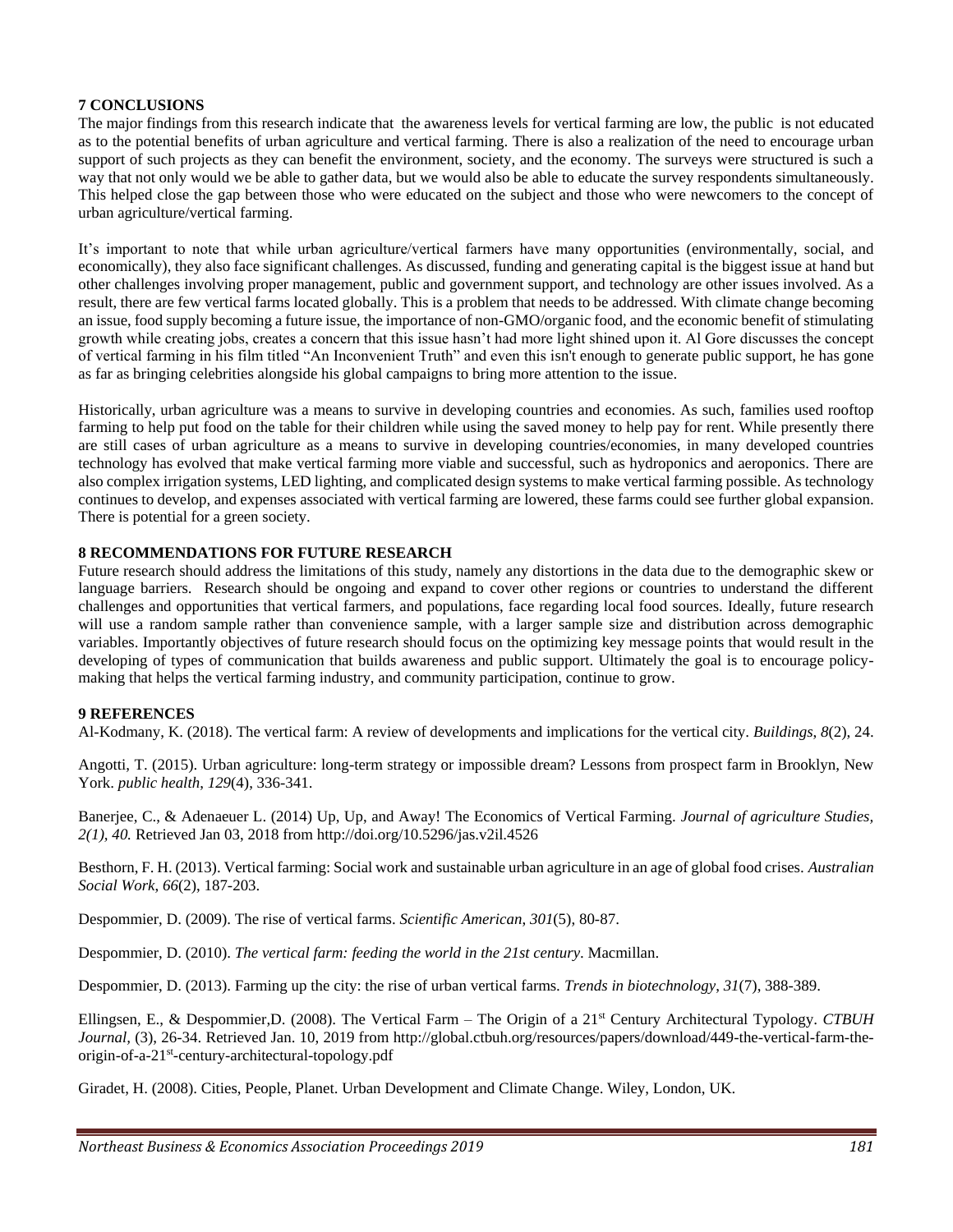## 7 CONCLUSIONS

The major findings from this research indicate that the awareness levels for vertical farming are low, the public is not educated as to the potential benefits of urban agriculture and vertical farming. There is also a realization of the need to encourage urban support of such projects as they can benefit the environment, society, and the economy. The surveys were structured is such a way that not only would we be able to gather data, but we would also be able to educate the survey respondents simultaneously. This helped close the gap between those who were educated on the subject and those who were newcomers to the concept of urban agriculture/vertical farming.

It's important to note that while urban agriculture/vertical farmers have many opportunities (environmentally, social, and economically), they also face significant challenges. As discussed, funding and generating capital is the biggest issue at hand but other challenges involving proper management, public and government support, and technology are other issues involved. As a result, there are few vertical farms located globally. This is a problem that needs to be addressed. With climate change becoming an issue, food supply becoming a future issue, the importance of non-GMO/organic food, and the economic benefit of stimulating growth while creating jobs, creates a concern that this issue hasn't had more light shined upon it. Al Gore discusses the concept of vertical farming in his film titled "An Inconvenient Truth" and even this isn't enough to generate public support, he has gone as far as bringing celebrities alongside his global campaigns to bring more attention to the issue.

Historically, urban agriculture was a means to survive in developing countries and economies. As such, families used rooftop farming to help put food on the table for their children while using the saved money to help pay for rent. While presently there are still cases of urban agriculture as a means to survive in developing countries/economies, in many developed countries technology has evolved that make vertical farming more viable and successful, such as hydroponics and aeroponics. There are also complex irrigation systems, LED lighting, and complicated design systems to make vertical farming possible. As technology continues to develop, and expenses associated with vertical farming are lowered, these farms could see further global expansion. There is potential for a green society.

## 8 RECOMMENDATIONS FOR FUTURE RESEARCH

Future research should address the limitations of this study, namely any distortions in the data due to the demographic skew or language barriers. Research should be ongoing and expand to cover other regions or countries to understand the different challenges and opportunities that vertical farmers, and populations, face regarding local food sources. Ideally, future research will use a random sample rather than convenience sample, with a larger sample size and distribution across demographic variables. Importantly objectives of future research should focus on the optimizing key message points that would result in the developing of types of communication that builds awareness and public support. Ultimately the goal is to encourage policy-making that helps the vertical farming industry, and community participation, continue to grow.

## 9 REFERENCES

Al-Kodmany, K. (2018). The vertical farm: A review of developments and implications for the vertical city. *Buildings*, *8*(2), 24.

Angotti, T. (2015). Urban agriculture: long-term strategy or impossible dream? Lessons from prospect farm in Brooklyn, New York. *public health*, *129*(4), 336-341.

Banerjee, C., & Adenaeuer L. (2014) Up, Up, and Away! The Economics of Vertical Farming. *Journal of agriculture Studies, 2(1), 40.* Retrieved Jan 03, 2018 from http://doi.org/10.5296/jas.v2il.4526

Besthorn, F. H. (2013). Vertical farming: Social work and sustainable urban agriculture in an age of global food crises. *Australian Social Work*, *66*(2), 187-203.

Despommier, D. (2009). The rise of vertical farms. *Scientific American*, *301*(5), 80-87.

Despommier, D. (2010). *The vertical farm: feeding the world in the 21st century*. Macmillan.

Despommier, D. (2013). Farming up the city: the rise of urban vertical farms. *Trends in biotechnology*, *31*(7), 388-389.

Ellingsen, E., & Despommier,D. (2008). The Vertical Farm – The Origin of a 21st Century Architectural Typology. *CTBUH Journal*, (3), 26-34. Retrieved Jan. 10, 2019 from http://global.ctbuh.org/resources/papers/download/449-the-vertical-farm-the-origin-of-a-21st-century-architectural-topology.pdf

Giradet, H. (2008). Cities, People, Planet. Urban Development and Climate Change. Wiley, London, UK.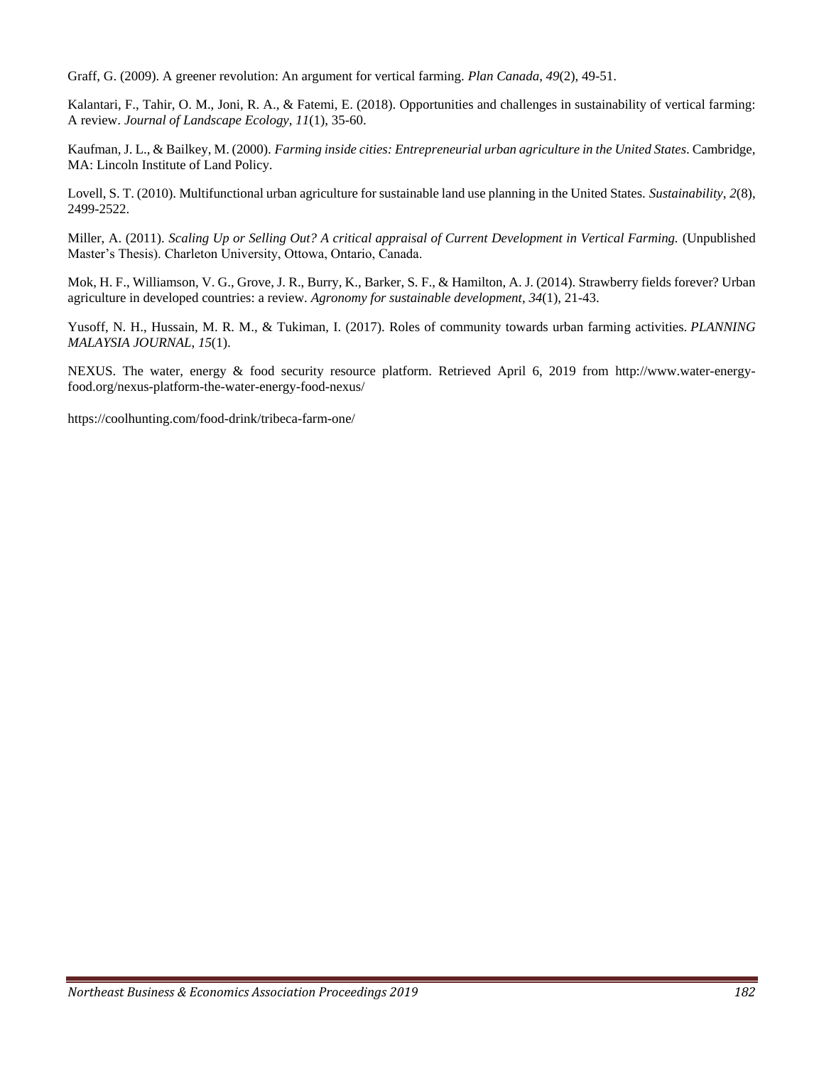Graff, G. (2009). A greener revolution: An argument for vertical farming. *Plan Canada*, *49*(2), 49-51.

Kalantari, F., Tahir, O. M., Joni, R. A., & Fatemi, E. (2018). Opportunities and challenges in sustainability of vertical farming: A review. *Journal of Landscape Ecology*, *11*(1), 35-60.

Kaufman, J. L., & Bailkey, M. (2000). *Farming inside cities: Entrepreneurial urban agriculture in the United States*. Cambridge, MA: Lincoln Institute of Land Policy.

Lovell, S. T. (2010). Multifunctional urban agriculture for sustainable land use planning in the United States. *Sustainability*, *2*(8), 2499-2522.

Miller, A. (2011). *Scaling Up or Selling Out? A critical appraisal of Current Development in Vertical Farming.* (Unpublished Master's Thesis). Charleton University, Ottowa, Ontario, Canada.

Mok, H. F., Williamson, V. G., Grove, J. R., Burry, K., Barker, S. F., & Hamilton, A. J. (2014). Strawberry fields forever? Urban agriculture in developed countries: a review. *Agronomy for sustainable development*, *34*(1), 21-43.

Yusoff, N. H., Hussain, M. R. M., & Tukiman, I. (2017). Roles of community towards urban farming activities. *PLANNING MALAYSIA JOURNAL*, *15*(1).

NEXUS. The water, energy & food security resource platform. Retrieved April 6, 2019 from http://www.water-energy-food.org/nexus-platform-the-water-energy-food-nexus/

https://coolhunting.com/food-drink/tribeca-farm-one/